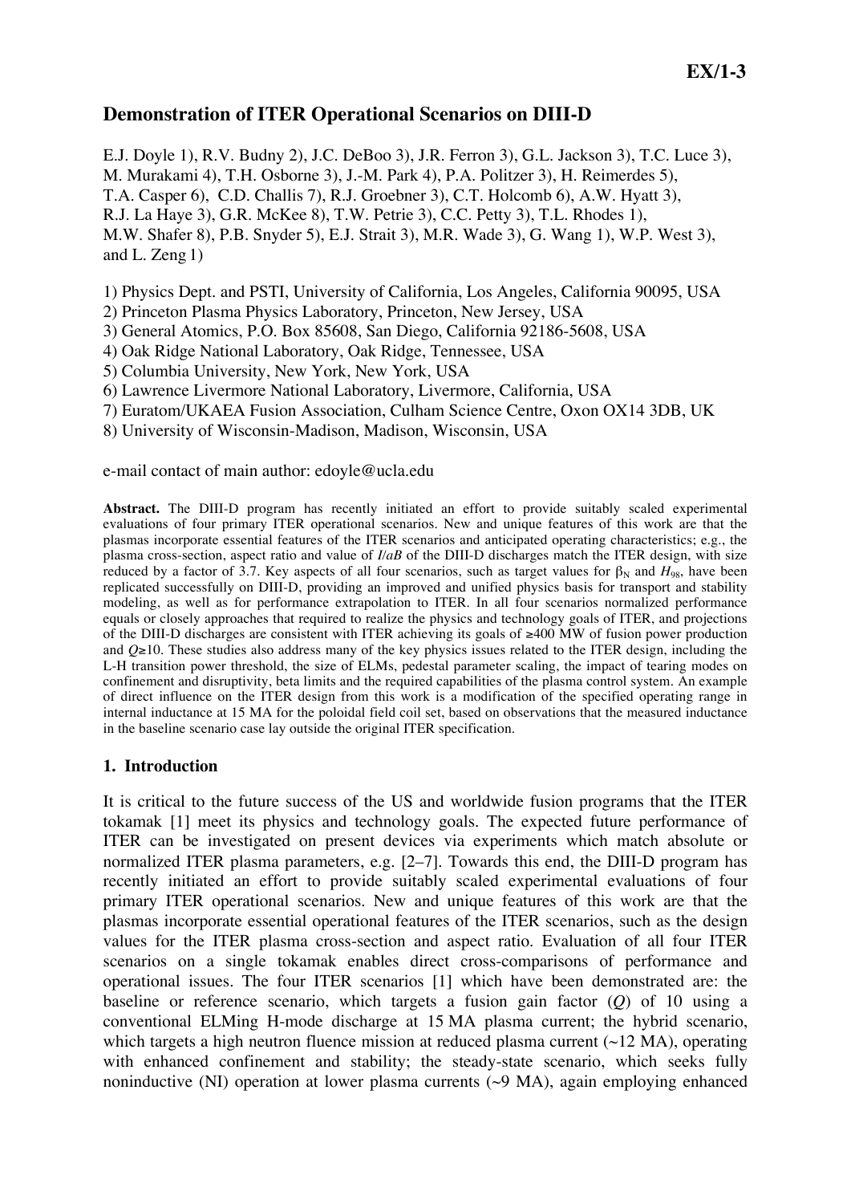# Demonstration of ITER Operational Scenarios on DIII-D

E.J. Doyle 1), R.V. Budny 2), J.C. DeBoo 3), J.R. Ferron 3), G.L. Jackson 3), T.C. Luce 3), M. Murakami 4), T.H. Osborne 3), J.-M. Park 4), P.A. Politzer 3), H. Reimerdes 5), T.A. Casper 6), C.D. Challis 7), R.J. Groebner 3), C.T. Holcomb 6), A.W. Hyatt 3), R.J. La Haye 3), G.R. McKee 8), T.W. Petrie 3), C.C. Petty 3), T.L. Rhodes 1), M.W. Shafer 8), P.B. Snyder 5), E.J. Strait 3), M.R. Wade 3), G. Wang 1), W.P. West 3), and L. Zeng 1)

1) Physics Dept. and PSTI, University of California, Los Angeles, California 90095, USA
2) Princeton Plasma Physics Laboratory, Princeton, New Jersey, USA
3) General Atomics, P.O. Box 85608, San Diego, California 92186-5608, USA
4) Oak Ridge National Laboratory, Oak Ridge, Tennessee, USA
5) Columbia University, New York, New York, USA
6) Lawrence Livermore National Laboratory, Livermore, California, USA
7) Euratom/UKAEA Fusion Association, Culham Science Centre, Oxon OX14 3DB, UK
8) University of Wisconsin-Madison, Madison, Wisconsin, USA

e-mail contact of main author: edoyle@ucla.edu

**Abstract.** The DIII-D program has recently initiated an effort to provide suitably scaled experimental evaluations of four primary ITER operational scenarios. New and unique features of this work are that the plasmas incorporate essential features of the ITER scenarios and anticipated operating characteristics; e.g., the plasma cross-section, aspect ratio and value of $I/aB$ of the DIII-D discharges match the ITER design, with size reduced by a factor of 3.7. Key aspects of all four scenarios, such as target values for $\beta_N$ and $H_{98}$, have been replicated successfully on DIII-D, providing an improved and unified physics basis for transport and stability modeling, as well as for performance extrapolation to ITER. In all four scenarios normalized performance equals or closely approaches that required to realize the physics and technology goals of ITER, and projections of the DIII-D discharges are consistent with ITER achieving its goals of ≥400 MW of fusion power production and $Q$≥10. These studies also address many of the key physics issues related to the ITER design, including the L-H transition power threshold, the size of ELMs, pedestal parameter scaling, the impact of tearing modes on confinement and disruptivity, beta limits and the required capabilities of the plasma control system. An example of direct influence on the ITER design from this work is a modification of the specified operating range in internal inductance at 15 MA for the poloidal field coil set, based on observations that the measured inductance in the baseline scenario case lay outside the original ITER specification.

## 1. Introduction

It is critical to the future success of the US and worldwide fusion programs that the ITER tokamak [1] meet its physics and technology goals. The expected future performance of ITER can be investigated on present devices via experiments which match absolute or normalized ITER plasma parameters, e.g. [2–7]. Towards this end, the DIII-D program has recently initiated an effort to provide suitably scaled experimental evaluations of four primary ITER operational scenarios. New and unique features of this work are that the plasmas incorporate essential operational features of the ITER scenarios, such as the design values for the ITER plasma cross-section and aspect ratio. Evaluation of all four ITER scenarios on a single tokamak enables direct cross-comparisons of performance and operational issues. The four ITER scenarios [1] which have been demonstrated are: the baseline or reference scenario, which targets a fusion gain factor ($Q$) of 10 using a conventional ELMing H-mode discharge at 15 MA plasma current; the hybrid scenario, which targets a high neutron fluence mission at reduced plasma current (~12 MA), operating with enhanced confinement and stability; the steady-state scenario, which seeks fully noninductive (NI) operation at lower plasma currents (~9 MA), again employing enhanced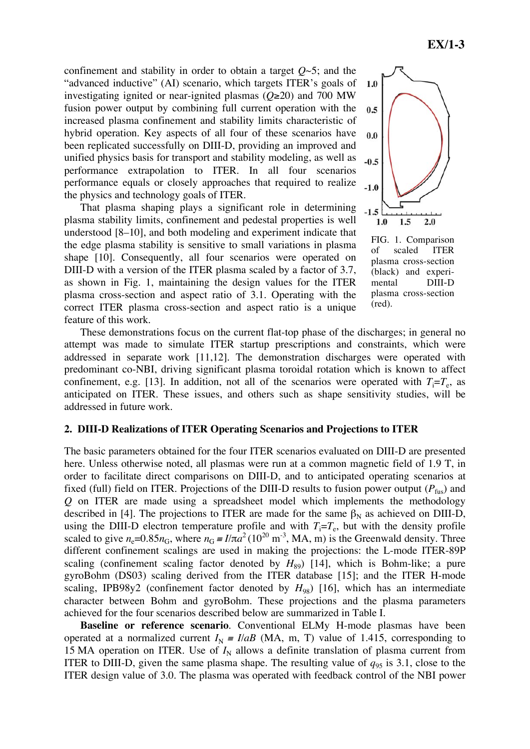confinement and stability in order to obtain a target $Q$~5; and the "advanced inductive" (AI) scenario, which targets ITER's goals of investigating ignited or near-ignited plasmas ($Q$≥20) and 700 MW fusion power output by combining full current operation with the increased plasma confinement and stability limits characteristic of hybrid operation. Key aspects of all four of these scenarios have been replicated successfully on DIII-D, providing an improved and unified physics basis for transport and stability modeling, as well as performance extrapolation to ITER. In all four scenarios performance equals or closely approaches that required to realize the physics and technology goals of ITER.

That plasma shaping plays a significant role in determining plasma stability limits, confinement and pedestal properties is well understood [8–10], and both modeling and experiment indicate that the edge plasma stability is sensitive to small variations in plasma shape [10]. Consequently, all four scenarios were operated on DIII-D with a version of the ITER plasma scaled by a factor of 3.7, as shown in Fig. 1, maintaining the design values for the ITER plasma cross-section and aspect ratio of 3.1. Operating with the correct ITER plasma cross-section and aspect ratio is a unique feature of this work.

FIG. 1. Comparison of scaled ITER plasma cross-section (black) and experimental DIII-D plasma cross-section (red).

These demonstrations focus on the current flat-top phase of the discharges; in general no attempt was made to simulate ITER startup prescriptions and constraints, which were addressed in separate work [11,12]. The demonstration discharges were operated with predominant co-NBI, driving significant plasma toroidal rotation which is known to affect confinement, e.g. [13]. In addition, not all of the scenarios were operated with $T_i$=$T_e$, as anticipated on ITER. These issues, and others such as shape sensitivity studies, will be addressed in future work.

## 2. DIII-D Realizations of ITER Operating Scenarios and Projections to ITER

The basic parameters obtained for the four ITER scenarios evaluated on DIII-D are presented here. Unless otherwise noted, all plasmas were run at a common magnetic field of 1.9 T, in order to facilitate direct comparisons on DIII-D, and to anticipated operating scenarios at fixed (full) field on ITER. Projections of the DIII-D results to fusion power output ($P_{fus}$) and $Q$ on ITER are made using a spreadsheet model which implements the methodology described in [4]. The projections to ITER are made for the same $\beta_N$ as achieved on DIII-D, using the DIII-D electron temperature profile and with $T_i$=$T_e$, but with the density profile scaled to give $n_e$=0.85$n_G$, where $n_G \equiv I/\pi a^2$ ($10^{20}$ m$^{-3}$, MA, m) is the Greenwald density. Three different confinement scalings are used in making the projections: the L-mode ITER-89P scaling (confinement scaling factor denoted by $H_{89}$) [14], which is Bohm-like; a pure gyroBohm (DS03) scaling derived from the ITER database [15]; and the ITER H-mode scaling, IPB98y2 (confinement factor denoted by $H_{98}$) [16], which has an intermediate character between Bohm and gyroBohm. These projections and the plasma parameters achieved for the four scenarios described below are summarized in Table I.

**Baseline or reference scenario**. Conventional ELMy H-mode plasmas have been operated at a normalized current $I_N \equiv I/aB$ (MA, m, T) value of 1.415, corresponding to 15 MA operation on ITER. Use of $I_N$ allows a definite translation of plasma current from ITER to DIII-D, given the same plasma shape. The resulting value of $q_{95}$ is 3.1, close to the ITER design value of 3.0. The plasma was operated with feedback control of the NBI power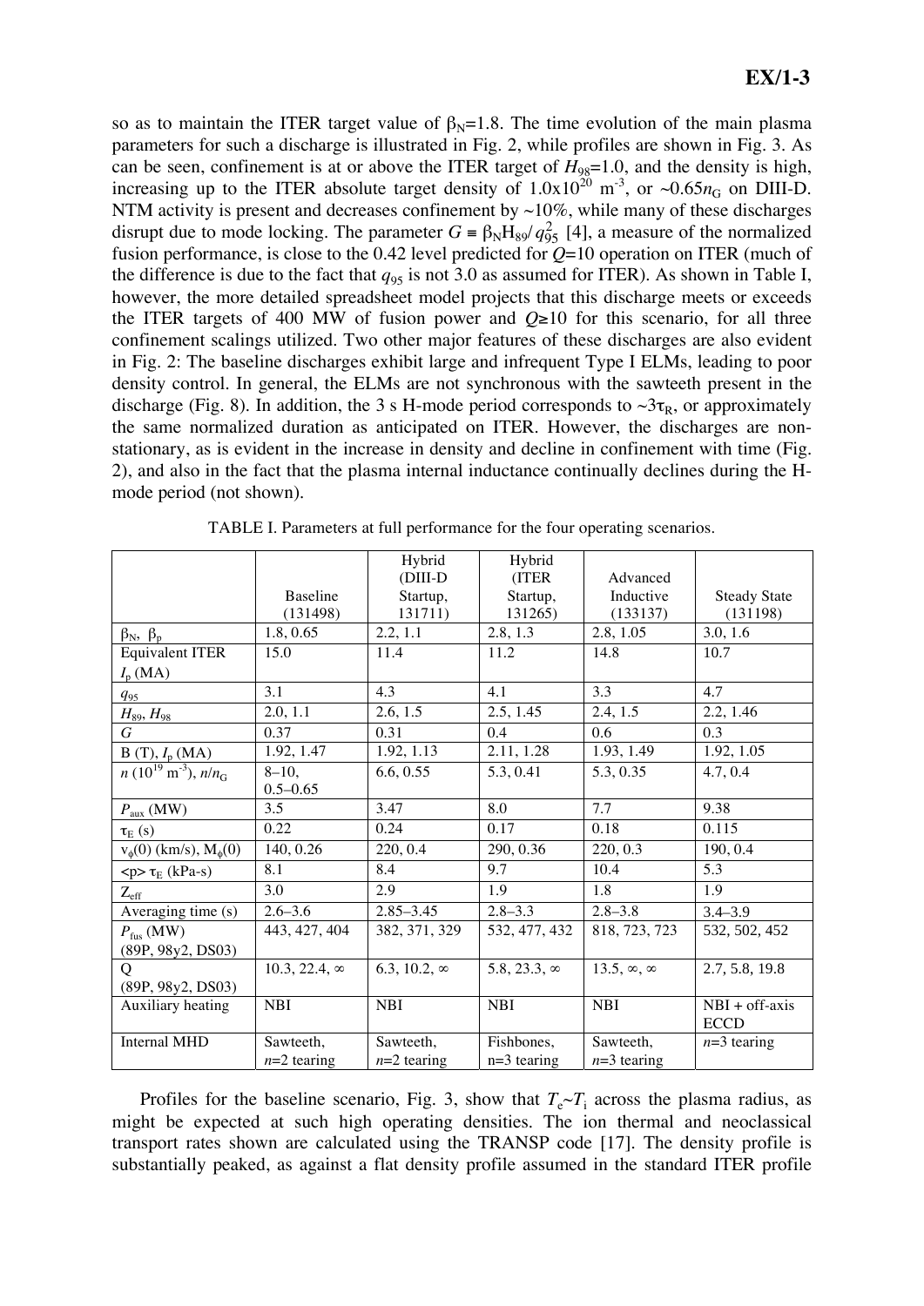so as to maintain the ITER target value of $\beta_N$=1.8. The time evolution of the main plasma parameters for such a discharge is illustrated in Fig. 2, while profiles are shown in Fig. 3. As can be seen, confinement is at or above the ITER target of $H_{98}$=1.0, and the density is high, increasing up to the ITER absolute target density of $1.0\times10^{20}$ m$^{-3}$, or ~0.65$n_G$ on DIII-D. NTM activity is present and decreases confinement by ~10%, while many of these discharges disrupt due to mode locking. The parameter $G \equiv \beta_N H_{89}/q_{95}^2$ [4], a measure of the normalized fusion performance, is close to the 0.42 level predicted for $Q$=10 operation on ITER (much of the difference is due to the fact that $q_{95}$ is not 3.0 as assumed for ITER). As shown in Table I, however, the more detailed spreadsheet model projects that this discharge meets or exceeds the ITER targets of 400 MW of fusion power and $Q \geq 10$ for this scenario, for all three confinement scalings utilized. Two other major features of these discharges are also evident in Fig. 2: The baseline discharges exhibit large and infrequent Type I ELMs, leading to poor density control. In general, the ELMs are not synchronous with the sawteeth present in the discharge (Fig. 8). In addition, the 3 s H-mode period corresponds to ~3$\tau_R$, or approximately the same normalized duration as anticipated on ITER. However, the discharges are non-stationary, as is evident in the increase in density and decline in confinement with time (Fig. 2), and also in the fact that the plasma internal inductance continually declines during the H-mode period (not shown).

TABLE I. Parameters at full performance for the four operating scenarios.

| | Baseline (131498) | Hybrid (DIII-D Startup, 131711) | Hybrid (ITER Startup, 131265) | Advanced Inductive (133137) | Steady State (131198) |
|---|---|---|---|---|---|
| $\beta_N$, $\beta_p$ | 1.8, 0.65 | 2.2, 1.1 | 2.8, 1.3 | 2.8, 1.05 | 3.0, 1.6 |
| Equivalent ITER $I_p$ (MA) | 15.0 | 11.4 | 11.2 | 14.8 | 10.7 |
| $q_{95}$ | 3.1 | 4.3 | 4.1 | 3.3 | 4.7 |
| $H_{89}$, $H_{98}$ | 2.0, 1.1 | 2.6, 1.5 | 2.5, 1.45 | 2.4, 1.5 | 2.2, 1.46 |
| $G$ | 0.37 | 0.31 | 0.4 | 0.6 | 0.3 |
| B (T), $I_p$ (MA) | 1.92, 1.47 | 1.92, 1.13 | 2.11, 1.28 | 1.93, 1.49 | 1.92, 1.05 |
| $n$ ($10^{19}$ m$^{-3}$), $n/n_G$ | 8–10, 0.5–0.65 | 6.6, 0.55 | 5.3, 0.41 | 5.3, 0.35 | 4.7, 0.4 |
| $P_{aux}$ (MW) | 3.5 | 3.47 | 8.0 | 7.7 | 9.38 |
| $\tau_E$ (s) | 0.22 | 0.24 | 0.17 | 0.18 | 0.115 |
| $v_\phi(0)$ (km/s), $M_\phi(0)$ | 140, 0.26 | 220, 0.4 | 290, 0.36 | 220, 0.3 | 190, 0.4 |
| $\langle p \rangle \tau_E$ (kPa-s) | 8.1 | 8.4 | 9.7 | 10.4 | 5.3 |
| $Z_{eff}$ | 3.0 | 2.9 | 1.9 | 1.8 | 1.9 |
| Averaging time (s) | 2.6–3.6 | 2.85–3.45 | 2.8–3.3 | 2.8–3.8 | 3.4–3.9 |
| $P_{fus}$ (MW) (89P, 98y2, DS03) | 443, 427, 404 | 382, 371, 329 | 532, 477, 432 | 818, 723, 723 | 532, 502, 452 |
| Q (89P, 98y2, DS03) | 10.3, 22.4, $\infty$ | 6.3, 10.2, $\infty$ | 5.8, 23.3, $\infty$ | 13.5, $\infty$, $\infty$ | 2.7, 5.8, 19.8 |
| Auxiliary heating | NBI | NBI | NBI | NBI | NBI + off-axis ECCD |
| Internal MHD | Sawteeth, $n$=2 tearing | Sawteeth, $n$=2 tearing | Fishbones, n=3 tearing | Sawteeth, $n$=3 tearing | $n$=3 tearing |

Profiles for the baseline scenario, Fig. 3, show that $T_e$~$T_i$ across the plasma radius, as might be expected at such high operating densities. The ion thermal and neoclassical transport rates shown are calculated using the TRANSP code [17]. The density profile is substantially peaked, as against a flat density profile assumed in the standard ITER profile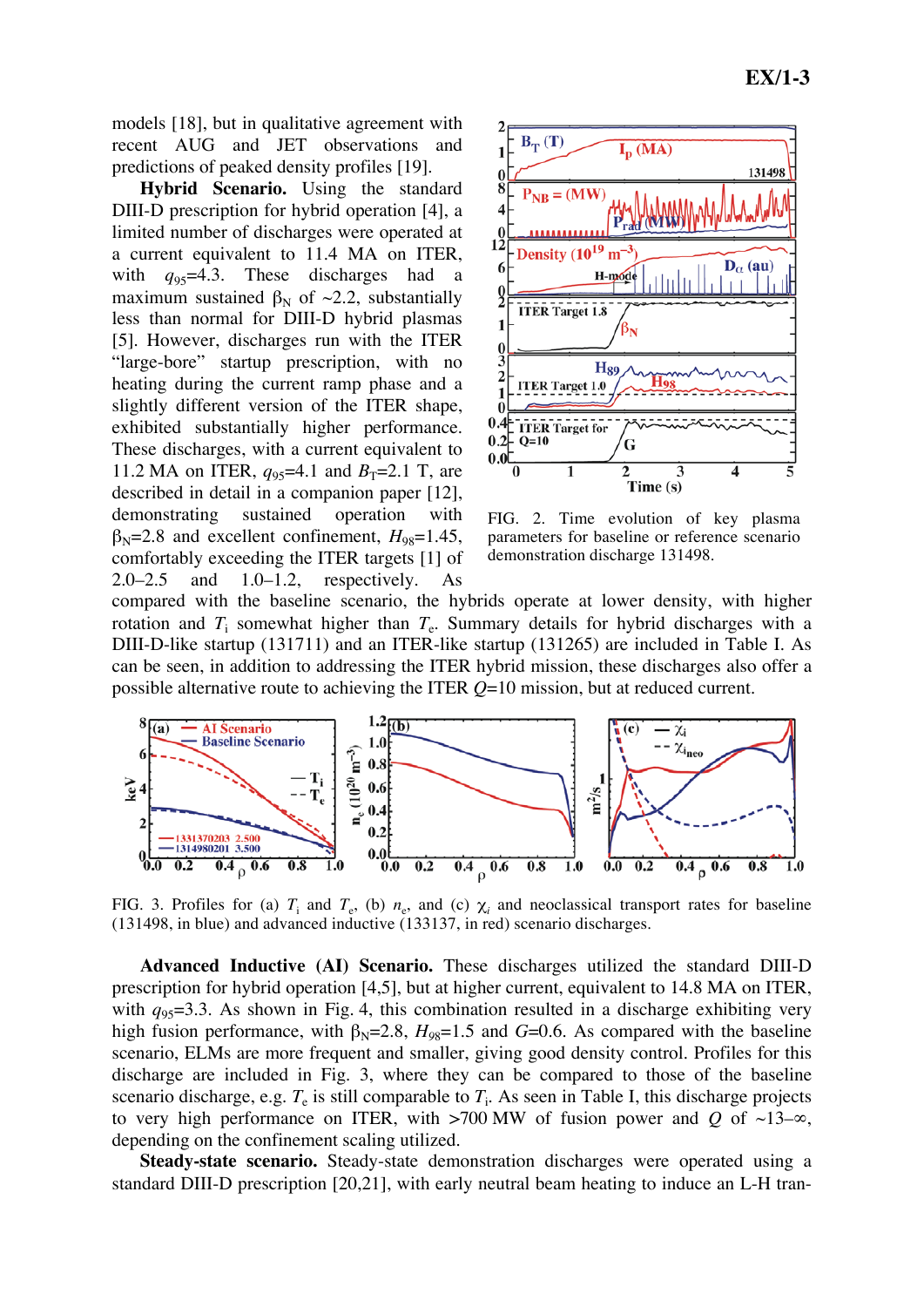models [18], but in qualitative agreement with recent AUG and JET observations and predictions of peaked density profiles [19].

**Hybrid Scenario.** Using the standard DIII-D prescription for hybrid operation [4], a limited number of discharges were operated at a current equivalent to 11.4 MA on ITER, with $q_{95}$=4.3. These discharges had a maximum sustained $\beta_N$ of ~2.2, substantially less than normal for DIII-D hybrid plasmas [5]. However, discharges run with the ITER "large-bore" startup prescription, with no heating during the current ramp phase and a slightly different version of the ITER shape, exhibited substantially higher performance. These discharges, with a current equivalent to 11.2 MA on ITER, $q_{95}$=4.1 and $B_T$=2.1 T, are described in detail in a companion paper [12], demonstrating sustained operation with $\beta_N$=2.8 and excellent confinement, $H_{98}$=1.45, comfortably exceeding the ITER targets [1] of 2.0–2.5 and 1.0–1.2, respectively. As compared with the baseline scenario, the hybrids operate at lower density, with higher rotation and $T_i$ somewhat higher than $T_e$. Summary details for hybrid discharges with a DIII-D-like startup (131711) and an ITER-like startup (131265) are included in Table I. As can be seen, in addition to addressing the ITER hybrid mission, these discharges also offer a possible alternative route to achieving the ITER $Q$=10 mission, but at reduced current.

FIG. 2. Time evolution of key plasma parameters for baseline or reference scenario demonstration discharge 131498.

FIG. 3. Profiles for (a) $T_i$ and $T_e$, (b) $n_e$, and (c) $\chi_i$ and neoclassical transport rates for baseline (131498, in blue) and advanced inductive (133137, in red) scenario discharges.

**Advanced Inductive (AI) Scenario.** These discharges utilized the standard DIII-D prescription for hybrid operation [4,5], but at higher current, equivalent to 14.8 MA on ITER, with $q_{95}$=3.3. As shown in Fig. 4, this combination resulted in a discharge exhibiting very high fusion performance, with $\beta_N$=2.8, $H_{98}$=1.5 and $G$=0.6. As compared with the baseline scenario, ELMs are more frequent and smaller, giving good density control. Profiles for this discharge are included in Fig. 3, where they can be compared to those of the baseline scenario discharge, e.g. $T_e$ is still comparable to $T_i$. As seen in Table I, this discharge projects to very high performance on ITER, with >700 MW of fusion power and $Q$ of ~13–∞, depending on the confinement scaling utilized.

**Steady-state scenario.** Steady-state demonstration discharges were operated using a standard DIII-D prescription [20,21], with early neutral beam heating to induce an L-H tran-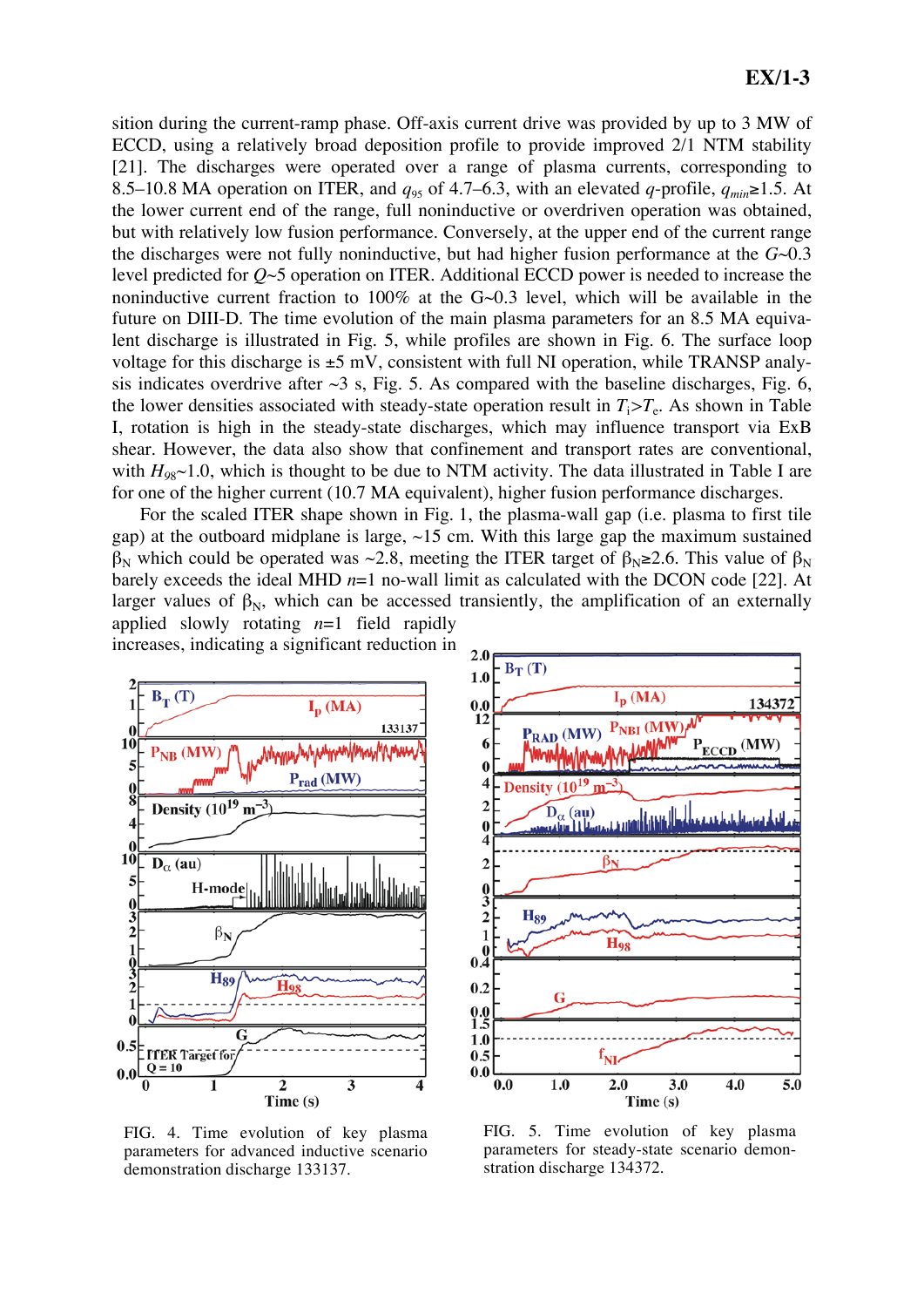sition during the current-ramp phase. Off-axis current drive was provided by up to 3 MW of ECCD, using a relatively broad deposition profile to provide improved 2/1 NTM stability [21]. The discharges were operated over a range of plasma currents, corresponding to 8.5–10.8 MA operation on ITER, and $q_{95}$ of 4.7–6.3, with an elevated $q$-profile, $q_{min}$≥1.5. At the lower current end of the range, full noninductive or overdriven operation was obtained, but with relatively low fusion performance. Conversely, at the upper end of the current range the discharges were not fully noninductive, but had higher fusion performance at the $G$~0.3 level predicted for $Q$~5 operation on ITER. Additional ECCD power is needed to increase the noninductive current fraction to 100% at the G~0.3 level, which will be available in the future on DIII-D. The time evolution of the main plasma parameters for an 8.5 MA equivalent discharge is illustrated in Fig. 5, while profiles are shown in Fig. 6. The surface loop voltage for this discharge is ±5 mV, consistent with full NI operation, while TRANSP analysis indicates overdrive after ~3 s, Fig. 5. As compared with the baseline discharges, Fig. 6, the lower densities associated with steady-state operation result in $T_i$>$T_e$. As shown in Table I, rotation is high in the steady-state discharges, which may influence transport via ExB shear. However, the data also show that confinement and transport rates are conventional, with $H_{98}$~1.0, which is thought to be due to NTM activity. The data illustrated in Table I are for one of the higher current (10.7 MA equivalent), higher fusion performance discharges.

For the scaled ITER shape shown in Fig. 1, the plasma-wall gap (i.e. plasma to first tile gap) at the outboard midplane is large, ~15 cm. With this large gap the maximum sustained $\beta_N$ which could be operated was ~2.8, meeting the ITER target of $\beta_N$≥2.6. This value of $\beta_N$ barely exceeds the ideal MHD $n$=1 no-wall limit as calculated with the DCON code [22]. At larger values of $\beta_N$, which can be accessed transiently, the amplification of an externally applied slowly rotating $n$=1 field rapidly increases, indicating a significant reduction in

FIG. 4. Time evolution of key plasma parameters for advanced inductive scenario demonstration discharge 133137.

FIG. 5. Time evolution of key plasma parameters for steady-state scenario demonstration discharge 134372.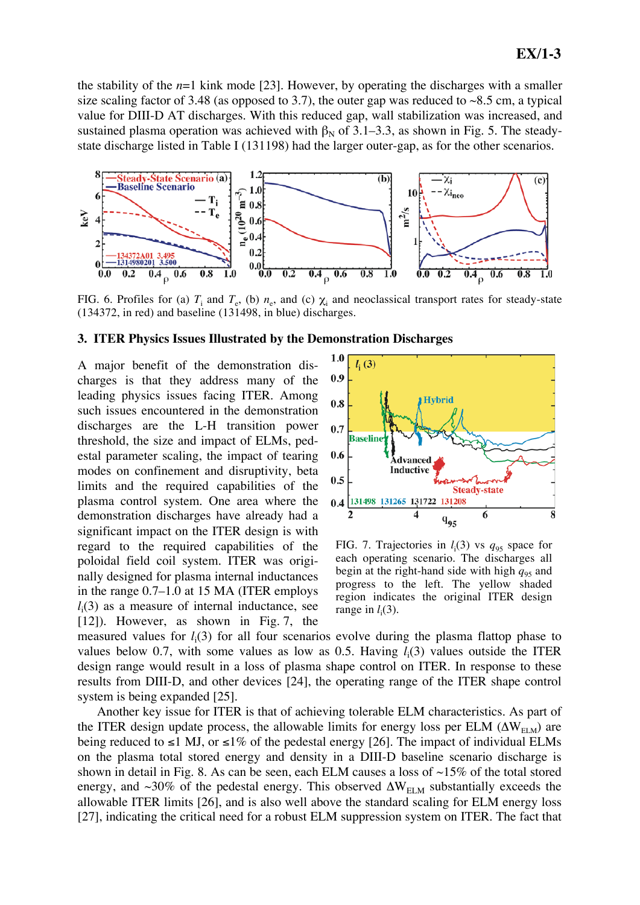the stability of the $n$=1 kink mode [23]. However, by operating the discharges with a smaller size scaling factor of 3.48 (as opposed to 3.7), the outer gap was reduced to ~8.5 cm, a typical value for DIII-D AT discharges. With this reduced gap, wall stabilization was increased, and sustained plasma operation was achieved with $\beta_N$ of 3.1–3.3, as shown in Fig. 5. The steady-state discharge listed in Table I (131198) had the larger outer-gap, as for the other scenarios.

FIG. 6. Profiles for (a) $T_i$ and $T_e$, (b) $n_e$, and (c) $\chi_i$ and neoclassical transport rates for steady-state (134372, in red) and baseline (131498, in blue) discharges.

## 3. ITER Physics Issues Illustrated by the Demonstration Discharges

A major benefit of the demonstration discharges is that they address many of the leading physics issues facing ITER. Among such issues encountered in the demonstration discharges are the L-H transition power threshold, the size and impact of ELMs, pedestal parameter scaling, the impact of tearing modes on confinement and disruptivity, beta limits and the required capabilities of the plasma control system. One area where the demonstration discharges have already had a significant impact on the ITER design is with regard to the required capabilities of the poloidal field coil system. ITER was originally designed for plasma internal inductances in the range 0.7–1.0 at 15 MA (ITER employs $l_i(3)$ as a measure of internal inductance, see [12]). However, as shown in Fig. 7, the measured values for $l_i(3)$ for all four scenarios evolve during the plasma flattop phase to values below 0.7, with some values as low as 0.5. Having $l_i(3)$ values outside the ITER design range would result in a loss of plasma shape control on ITER. In response to these results from DIII-D, and other devices [24], the operating range of the ITER shape control system is being expanded [25].

FIG. 7. Trajectories in $l_i(3)$ vs $q_{95}$ space for each operating scenario. The discharges all begin at the right-hand side with high $q_{95}$ and progress to the left. The yellow shaded region indicates the original ITER design range in $l_i(3)$.

Another key issue for ITER is that of achieving tolerable ELM characteristics. As part of the ITER design update process, the allowable limits for energy loss per ELM ($\Delta W_{ELM}$) are being reduced to ≤1 MJ, or ≤1% of the pedestal energy [26]. The impact of individual ELMs on the plasma total stored energy and density in a DIII-D baseline scenario discharge is shown in detail in Fig. 8. As can be seen, each ELM causes a loss of ~15% of the total stored energy, and ~30% of the pedestal energy. This observed $\Delta W_{ELM}$ substantially exceeds the allowable ITER limits [26], and is also well above the standard scaling for ELM energy loss [27], indicating the critical need for a robust ELM suppression system on ITER. The fact that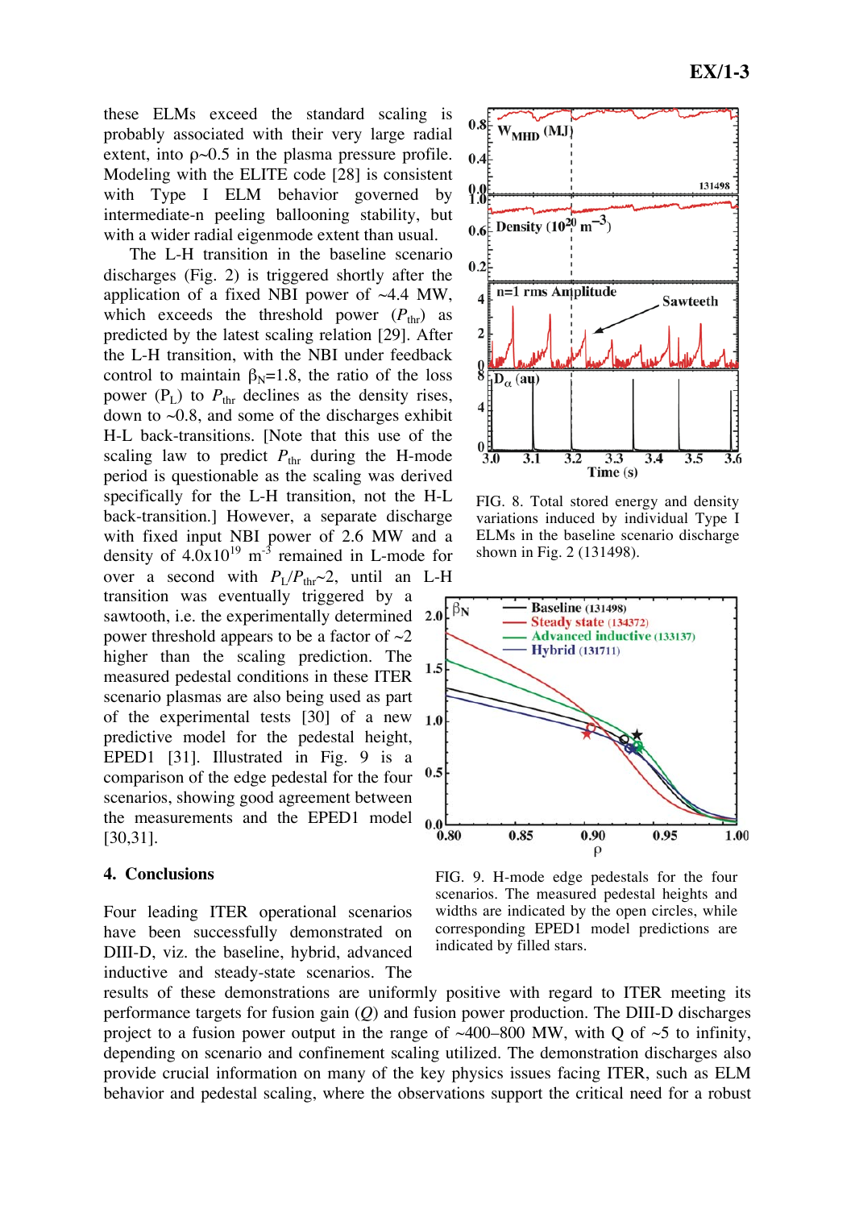these ELMs exceed the standard scaling is probably associated with their very large radial extent, into ρ~0.5 in the plasma pressure profile. Modeling with the ELITE code [28] is consistent with Type I ELM behavior governed by intermediate-n peeling ballooning stability, but with a wider radial eigenmode extent than usual.

The L-H transition in the baseline scenario discharges (Fig. 2) is triggered shortly after the application of a fixed NBI power of ~4.4 MW, which exceeds the threshold power ($P_{thr}$) as predicted by the latest scaling relation [29]. After the L-H transition, with the NBI under feedback control to maintain $\beta_N$=1.8, the ratio of the loss power ($P_L$) to $P_{thr}$ declines as the density rises, down to ~0.8, and some of the discharges exhibit H-L back-transitions. [Note that this use of the scaling law to predict $P_{thr}$ during the H-mode period is questionable as the scaling was derived specifically for the L-H transition, not the H-L back-transition.] However, a separate discharge with fixed input NBI power of 2.6 MW and a density of $4.0\times10^{19}$ $m^{-3}$ remained in L-mode for over a second with $P_L/P_{thr}$~2, until an L-H transition was eventually triggered by a sawtooth, i.e. the experimentally determined power threshold appears to be a factor of ~2 higher than the scaling prediction. The measured pedestal conditions in these ITER scenario plasmas are also being used as part of the experimental tests [30] of a new predictive model for the pedestal height, EPED1 [31]. Illustrated in Fig. 9 is a comparison of the edge pedestal for the four scenarios, showing good agreement between the measurements and the EPED1 model [30,31].

FIG. 8. Total stored energy and density variations induced by individual Type I ELMs in the baseline scenario discharge shown in Fig. 2 (131498).

FIG. 9. H-mode edge pedestals for the four scenarios. The measured pedestal heights and widths are indicated by the open circles, while corresponding EPED1 model predictions are indicated by filled stars.

## 4. Conclusions

Four leading ITER operational scenarios have been successfully demonstrated on DIII-D, viz. the baseline, hybrid, advanced inductive and steady-state scenarios. The results of these demonstrations are uniformly positive with regard to ITER meeting its performance targets for fusion gain (*Q*) and fusion power production. The DIII-D discharges project to a fusion power output in the range of ~400–800 MW, with Q of ~5 to infinity, depending on scenario and confinement scaling utilized. The demonstration discharges also provide crucial information on many of the key physics issues facing ITER, such as ELM behavior and pedestal scaling, where the observations support the critical need for a robust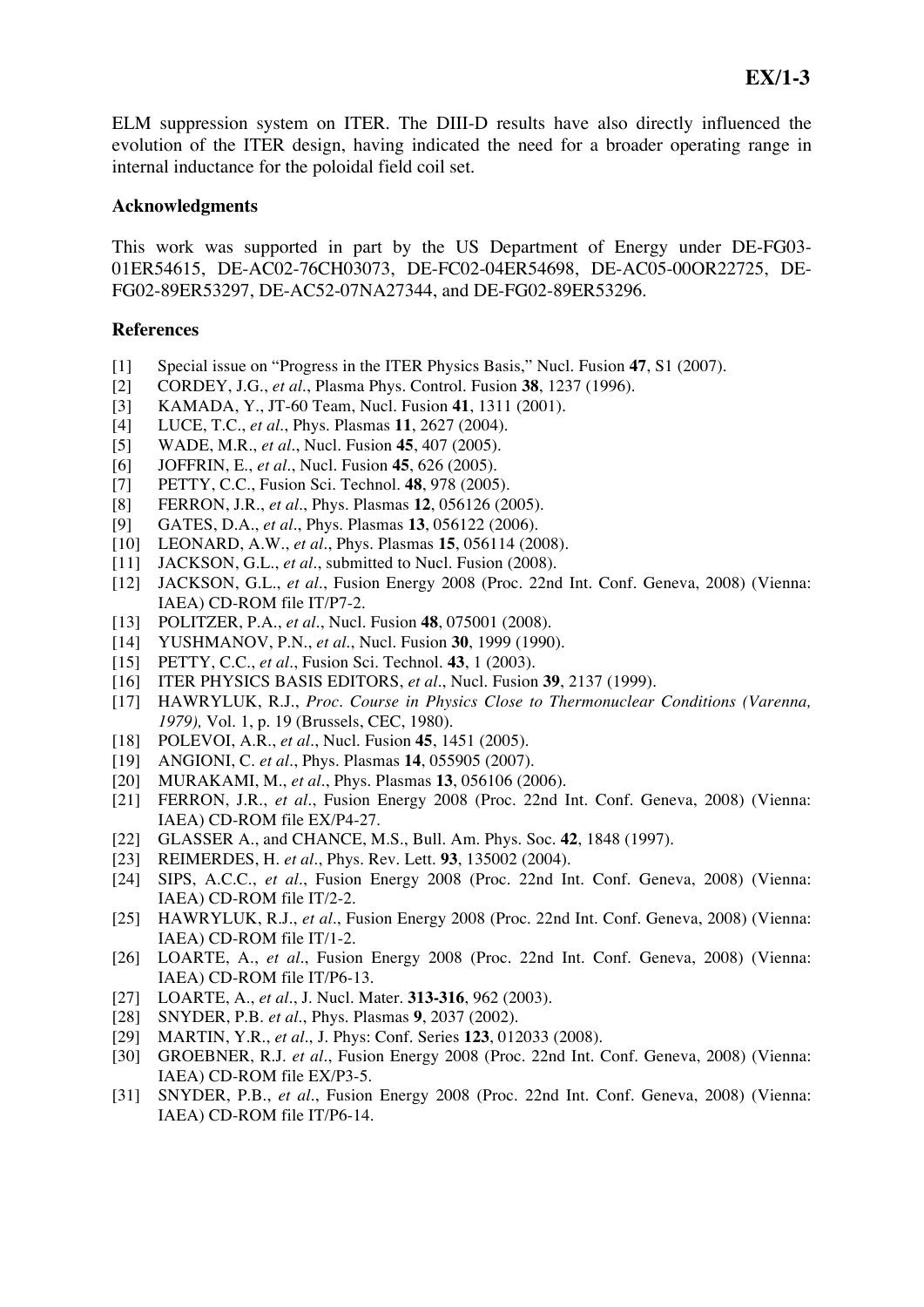ELM suppression system on ITER. The DIII-D results have also directly influenced the evolution of the ITER design, having indicated the need for a broader operating range in internal inductance for the poloidal field coil set.

### Acknowledgments

This work was supported in part by the US Department of Energy under DE-FG03-01ER54615, DE-AC02-76CH03073, DE-FC02-04ER54698, DE-AC05-00OR22725, DE-FG02-89ER53297, DE-AC52-07NA27344, and DE-FG02-89ER53296.

### References

[1] Special issue on "Progress in the ITER Physics Basis," Nucl. Fusion **47**, S1 (2007).
[2] CORDEY, J.G., *et al*., Plasma Phys. Control. Fusion **38**, 1237 (1996).
[3] KAMADA, Y., JT-60 Team, Nucl. Fusion **41**, 1311 (2001).
[4] LUCE, T.C., *et al*., Phys. Plasmas **11**, 2627 (2004).
[5] WADE, M.R., *et al*., Nucl. Fusion **45**, 407 (2005).
[6] JOFFRIN, E., *et al*., Nucl. Fusion **45**, 626 (2005).
[7] PETTY, C.C., Fusion Sci. Technol. **48**, 978 (2005).
[8] FERRON, J.R., *et al*., Phys. Plasmas **12**, 056126 (2005).
[9] GATES, D.A., *et al*., Phys. Plasmas **13**, 056122 (2006).
[10] LEONARD, A.W., *et al*., Phys. Plasmas **15**, 056114 (2008).
[11] JACKSON, G.L., *et al*., submitted to Nucl. Fusion (2008).
[12] JACKSON, G.L., *et al*., Fusion Energy 2008 (Proc. 22nd Int. Conf. Geneva, 2008) (Vienna: IAEA) CD-ROM file IT/P7-2.
[13] POLITZER, P.A., *et al*., Nucl. Fusion **48**, 075001 (2008).
[14] YUSHMANOV, P.N., *et al*., Nucl. Fusion **30**, 1999 (1990).
[15] PETTY, C.C., Fusion Sci. Technol. **43**, 1 (2003).
[16] ITER PHYSICS BASIS EDITORS, *et al*., Nucl. Fusion **39**, 2137 (1999).
[17] HAWRYLUK, R.J., *Proc. Course in Physics Close to Thermonuclear Conditions (Varenna, 1979),* Vol. 1, p. 19 (Brussels, CEC, 1980).
[18] POLEVOI, A.R., *et al*., Nucl. Fusion **45**, 1451 (2005).
[19] ANGIONI, C. *et al*., Phys. Plasmas **14**, 055905 (2007).
[20] MURAKAMI, M., *et al*., Phys. Plasmas **13**, 056106 (2006).
[21] FERRON, J.R., *et al*., Fusion Energy 2008 (Proc. 22nd Int. Conf. Geneva, 2008) (Vienna: IAEA) CD-ROM file EX/P4-27.
[22] GLASSER A., and CHANCE, M.S., Bull. Am. Phys. Soc. **42**, 1848 (1997).
[23] REIMERDES, H. *et al*., Phys. Rev. Lett. **93**, 135002 (2004).
[24] SIPS, A.C.C., *et al*., Fusion Energy 2008 (Proc. 22nd Int. Conf. Geneva, 2008) (Vienna: IAEA) CD-ROM file IT/2-2.
[25] HAWRYLUK, R.J., *et al*., Fusion Energy 2008 (Proc. 22nd Int. Conf. Geneva, 2008) (Vienna: IAEA) CD-ROM file IT/1-2.
[26] LOARTE, A., *et al*., Fusion Energy 2008 (Proc. 22nd Int. Conf. Geneva, 2008) (Vienna: IAEA) CD-ROM file IT/P6-13.
[27] LOARTE, A., *et al*., J. Nucl. Mater. **313-316**, 962 (2003).
[28] SNYDER, P.B. *et al*., Phys. Plasmas **9**, 2037 (2002).
[29] MARTIN, Y.R., *et al*., J. Phys: Conf. Series **123**, 012033 (2008).
[30] GROEBNER, R.J. *et al*., Fusion Energy 2008 (Proc. 22nd Int. Conf. Geneva, 2008) (Vienna: IAEA) CD-ROM file EX/P3-5.
[31] SNYDER, P.B., *et al*., Fusion Energy 2008 (Proc. 22nd Int. Conf. Geneva, 2008) (Vienna: IAEA) CD-ROM file IT/P6-14.